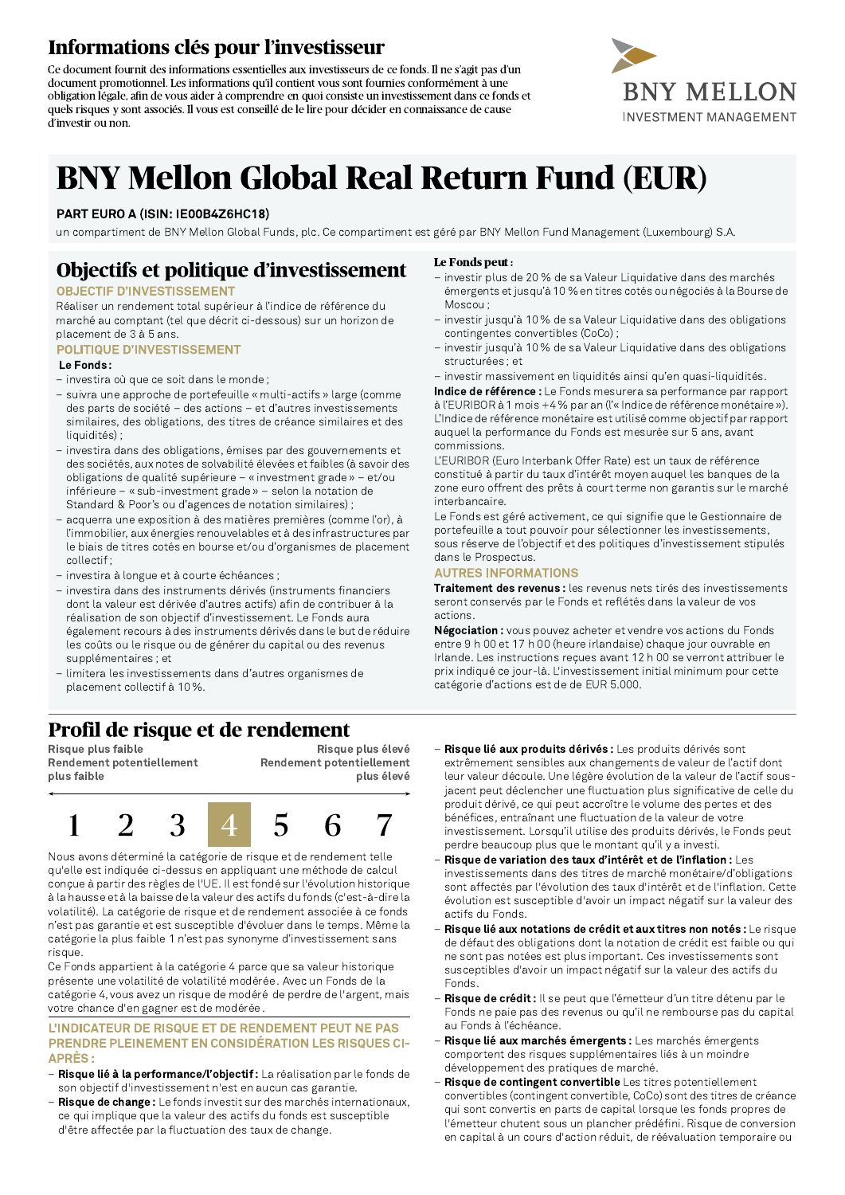# Informations clés pour l'investisseur

Ce document fournit des informations essentielles aux investisseurs de ce fonds. Il ne s'agit pas d'un document promotionnel. Les informations qu'il contient vous sont fournies conformément à une obligation légale, afin de vous aider à comprendre en quoi consiste un investissement dans ce fonds et quels risques y sont associés. Il vous est conseillé de le lire pour décider en connaissance de cause d'investir ou non.

BNY MELLON
INVESTMENT MANAGEMENT

# BNY Mellon Global Real Return Fund (EUR)

**PART EURO A (ISIN: IE00B4Z6HC18)**

un compartiment de BNY Mellon Global Funds, plc. Ce compartiment est géré par BNY Mellon Fund Management (Luxembourg) S.A.

## Objectifs et politique d'investissement

### OBJECTIF D'INVESTISSEMENT

Réaliser un rendement total supérieur à l'indice de référence du marché au comptant (tel que décrit ci-dessous) sur un horizon de placement de 3 à 5 ans.

### POLITIQUE D'INVESTISSEMENT

**Le Fonds :**

- investira où que ce soit dans le monde ;
- suivra une approche de portefeuille « multi-actifs » large (comme des parts de société – des actions – et d'autres investissements similaires, des obligations, des titres de créance similaires et des liquidités) ;
- investira dans des obligations, émises par des gouvernements et des sociétés, aux notes de solvabilité élevées et faibles (à savoir des obligations de qualité supérieure – « investment grade » – et/ou inférieure – « sub-investment grade » – selon la notation de Standard & Poor's ou d'agences de notation similaires) ;
- acquerra une exposition à des matières premières (comme l'or), à l'immobilier, aux énergies renouvelables et à des infrastructures par le biais de titres cotés en bourse et/ou d'organismes de placement collectif ;
- investira à longue et à courte échéances ;
- investira dans des instruments dérivés (instruments financiers dont la valeur est dérivée d'autres actifs) afin de contribuer à la réalisation de son objectif d'investissement. Le Fonds aura également recours à des instruments dérivés dans le but de réduire les coûts ou le risque ou de générer du capital ou des revenus supplémentaires ; et
- limitera les investissements dans d'autres organismes de placement collectif à 10 %.

**Le Fonds peut :**

- investir plus de 20 % de sa Valeur Liquidative dans des marchés émergents et jusqu'à 10 % en titres cotés ou négociés à la Bourse de Moscou ;
- investir jusqu'à 10 % de sa Valeur Liquidative dans des obligations contingentes convertibles (CoCo) ;
- investir jusqu'à 10 % de sa Valeur Liquidative dans des obligations structurées ; et
- investir massivement en liquidités ainsi qu'en quasi-liquidités.

**Indice de référence :** Le Fonds mesurera sa performance par rapport à l'EURIBOR à 1 mois +4 % par an (l'« Indice de référence monétaire »). L'Indice de référence monétaire est utilisé comme objectif par rapport auquel la performance du Fonds est mesurée sur 5 ans, avant commissions.

L'EURIBOR (Euro Interbank Offer Rate) est un taux de référence constitué à partir du taux d'intérêt moyen auquel les banques de la zone euro offrent des prêts à court terme non garantis sur le marché interbancaire.

Le Fonds est géré activement, ce qui signifie que le Gestionnaire de portefeuille a tout pouvoir pour sélectionner les investissements, sous réserve de l'objectif et des politiques d'investissement stipulés dans le Prospectus.

### AUTRES INFORMATIONS

**Traitement des revenus :** les revenus nets tirés des investissements seront conservés par le Fonds et reflétés dans la valeur de vos actions.

**Négociation :** vous pouvez acheter et vendre vos actions du Fonds entre 9 h 00 et 17 h 00 (heure irlandaise) chaque jour ouvrable en Irlande. Les instructions reçues avant 12 h 00 se verront attribuer le prix indiqué ce jour-là. L'investissement initial minimum pour cette catégorie d'actions est de de EUR 5.000.

## Profil de risque et de rendement

**Risque plus faible** — **Risque plus élevé**
**Rendement potentiellement plus faible** — **Rendement potentiellement plus élevé**

| 1 | 2 | 3 | **4** | 5 | 6 | 7 |
|---|---|---|---|---|---|---|

Nous avons déterminé la catégorie de risque et de rendement telle qu'elle est indiquée ci-dessus en appliquant une méthode de calcul conçue à partir des règles de l'UE. Il est fondé sur l'évolution historique à la hausse et à la baisse de la valeur des actifs du fonds (c'est-à-dire la volatilité). La catégorie de risque et de rendement associée à ce fonds n'est pas garantie et est susceptible d'évoluer dans le temps. Même la catégorie la plus faible 1 n'est pas synonyme d'investissement sans risque.

Ce Fonds appartient à la catégorie 4 parce que sa valeur historique présente une volatilité de volatilité modérée. Avec un Fonds de la catégorie 4, vous avez un risque de modéré de perdre de l'argent, mais votre chance d'en gagner est de modérée.

### L'INDICATEUR DE RISQUE ET DE RENDEMENT PEUT NE PAS PRENDRE PLEINEMENT EN CONSIDÉRATION LES RISQUES CI-APRÈS :

- **Risque lié à la performance/l'objectif :** La réalisation par le fonds de son objectif d'investissement n'est en aucun cas garantie.
- **Risque de change :** Le fonds investit sur des marchés internationaux, ce qui implique que la valeur des actifs du fonds est susceptible d'être affectée par la fluctuation des taux de change.
- **Risque lié aux produits dérivés :** Les produits dérivés sont extrêmement sensibles aux changements de valeur de l'actif dont leur valeur découle. Une légère évolution de la valeur de l'actif sous-jacent peut déclencher une fluctuation plus significative de celle du produit dérivé, ce qui peut accroître le volume des pertes et des bénéfices, entraînant une fluctuation de la valeur de votre investissement. Lorsqu'il utilise des produits dérivés, le Fonds peut perdre beaucoup plus que le montant qu'il y a investi.
- **Risque de variation des taux d'intérêt et de l'inflation :** Les investissements dans des titres de marché monétaire/d'obligations sont affectés par l'évolution des taux d'intérêt et de l'inflation. Cette évolution est susceptible d'avoir un impact négatif sur la valeur des actifs du Fonds.
- **Risque lié aux notations de crédit et aux titres non notés :** Le risque de défaut des obligations dont la notation de crédit est faible ou qui ne sont pas notées est plus important. Ces investissements sont susceptibles d'avoir un impact négatif sur la valeur des actifs du Fonds.
- **Risque de crédit :** Il se peut que l'émetteur d'un titre détenu par le Fonds ne paie pas des revenus ou qu'il ne rembourse pas du capital au Fonds à l'échéance.
- **Risque lié aux marchés émergents :** Les marchés émergents comportent des risques supplémentaires liés à un moindre développement des pratiques de marché.
- **Risque de contingent convertible** Les titres potentiellement convertibles (contingent convertible, CoCo) sont des titres de créance qui sont convertis en parts de capital lorsque les fonds propres de l'émetteur chutent sous un plancher prédéfini. Risque de conversion en capital à un cours d'action réduit, de réévaluation temporaire ou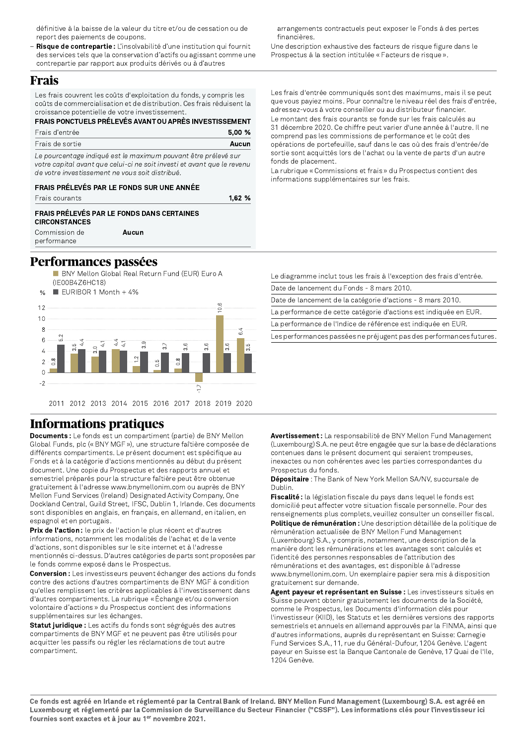définitive à la baisse de la valeur du titre et/ou de cessation ou de report des paiements de coupons.

- **Risque de contrepartie :** L'insolvabilité d'une institution qui fournit des services tels que la conservation d'actifs ou agissant comme une contrepartie par rapport aux produits dérivés ou à d'autres arrangements contractuels peut exposer le Fonds à des pertes financières.

Une description exhaustive des facteurs de risque figure dans le Prospectus à la section intitulée « Facteurs de risque ».

# Frais

Les frais couvrent les coûts d'exploitation du fonds, y compris les coûts de commercialisation et de distribution. Ces frais réduisent la croissance potentielle de votre investissement.

| FRAIS PONCTUELS PRÉLEVÉS AVANT OU APRÈS INVESTISSEMENT | |
|---|---|
| Frais d'entrée | **5,00 %** |
| Frais de sortie | **Aucun** |

*Le pourcentage indiqué est le maximum pouvant être prélevé sur votre capital avant que celui-ci ne soit investi et avant que le revenu de votre investissement ne vous soit distribué.*

| FRAIS PRÉLEVÉS PAR LE FONDS SUR UNE ANNÉE | |
|---|---|
| Frais courants | **1,62 %** |

| FRAIS PRÉLEVÉS PAR LE FONDS DANS CERTAINES CIRCONSTANCES | |
|---|---|
| Commission de performance | **Aucun** |

Les frais d'entrée communiqués sont des maximums, mais il se peut que vous payiez moins. Pour connaître le niveau réel des frais d'entrée, adressez-vous à votre conseiller ou au distributeur financier.

Le montant des frais courants se fonde sur les frais calculés au 31 décembre 2020. Ce chiffre peut varier d'une année à l'autre. Il ne comprend pas les commissions de performance et le coût des opérations de portefeuille, sauf dans le cas où des frais d'entrée/de sortie sont acquittés lors de l'achat ou la vente de parts d'un autre fonds de placement.

La rubrique « Commissions et frais » du Prospectus contient des informations supplémentaires sur les frais.

# Performances passées

BNY Mellon Global Real Return Fund (EUR) Euro A (IE00B4Z6HC18)
EURIBOR 1 Month + 4%

%
12, 10, 8, 6, 4, 2, 0, -2

2011: 0.8, 5.2
2012: 3.5, 4.4
2013: 3.0, 4.1
2014: 4.4, 4.1
2015: 1.2, 3.9
2016: 0.5, 3.7
2017: 0.8, 3.6
2018: -1.7, 3.6
2019: 10.6, 3.6
2020: 6.4, 3.5

Le diagramme inclut tous les frais à l'exception des frais d'entrée.

Date de lancement du Fonds - 8 mars 2010.

Date de lancement de la catégorie d'actions - 8 mars 2010.

La performance de cette catégorie d'actions est indiquée en EUR.

La performance de l'Indice de référence est indiquée en EUR.

Les performances passées ne préjugent pas des performances futures.

# Informations pratiques

**Documents :** Le fonds est un compartiment (partie) de BNY Mellon Global Funds, plc (« BNY MGF »), une structure faîtière composée de différents compartiments. Le présent document est spécifique au Fonds et à la catégorie d'actions mentionnés au début du présent document. Une copie du Prospectus et des rapports annuel et semestriel préparés pour la structure faîtière peut être obtenue gratuitement à l'adresse www.bnymellonim.com ou auprès de BNY Mellon Fund Services (Ireland) Designated Activity Company, One Dockland Central, Guild Street, IFSC, Dublin 1, Irlande. Ces documents sont disponibles en anglais, en français, en allemand, en italien, en espagnol et en portugais.

**Prix de l'action :** le prix de l'action le plus récent et d'autres informations, notamment les modalités de l'achat et de la vente d'actions, sont disponibles sur le site internet et à l'adresse mentionnés ci-dessus. D'autres catégories de parts sont proposées par le fonds comme exposé dans le Prospectus.

**Conversion :** Les investisseurs peuvent échanger des actions du fonds contre des actions d'autres compartiments de BNY MGF à condition qu'elles remplissent les critères applicables à l'investissement dans d'autres compartiments. La rubrique « Échange et/ou conversion volontaire d'actions » du Prospectus contient des informations supplémentaires sur les échanges.

**Statut juridique :** Les actifs du fonds sont ségrégués des autres compartiments de BNY MGF et ne peuvent pas être utilisés pour acquitter les passifs ou régler les réclamations de tout autre compartiment.

**Avertissement :** La responsabilité de BNY Mellon Fund Management (Luxembourg) S.A. ne peut être engagée que sur la base de déclarations contenues dans le présent document qui seraient trompeuses, inexactes ou non cohérentes avec les parties correspondantes du Prospectus du fonds.

**Dépositaire** : The Bank of New York Mellon SA/NV, succursale de Dublin.

**Fiscalité :** la législation fiscale du pays dans lequel le fonds est domicilié peut affecter votre situation fiscale personnelle. Pour des renseignements plus complets, veuillez consulter un conseiller fiscal.

**Politique de rémunération :** Une description détaillée de la politique de rémunération actualisée de BNY Mellon Fund Management (Luxembourg) S.A., y compris, notamment, une description de la manière dont les rémunérations et les avantages sont calculés et l'identité des personnes responsables de l'attribution des rémunérations et des avantages, est disponible à l'adresse www.bnymellonim.com. Un exemplaire papier sera mis à disposition gratuitement sur demande.

**Agent payeur et représentant en Suisse :** Les investisseurs situés en Suisse peuvent obtenir gratuitement les documents de la Société, comme le Prospectus, les Documents d'information clés pour l'investisseur (KIID), les Statuts et les dernières versions des rapports semestriels et annuels en allemand approuvés par la FINMA, ainsi que d'autres informations, auprès du représentant en Suisse: Carnegie Fund Services S.A., 11, rue du Général-Dufour, 1204 Genève. L'agent payeur en Suisse est la Banque Cantonale de Genève, 17 Quai de l'Ile, 1204 Genève.

**Ce fonds est agréé en Irlande et réglementé par la Central Bank of Ireland. BNY Mellon Fund Management (Luxembourg) S.A. est agréé en Luxembourg et réglementé par la Commission de Surveillance du Secteur Financier ("CSSF"). Les informations clés pour l'investisseur ici fournies sont exactes et à jour au 1er novembre 2021.**